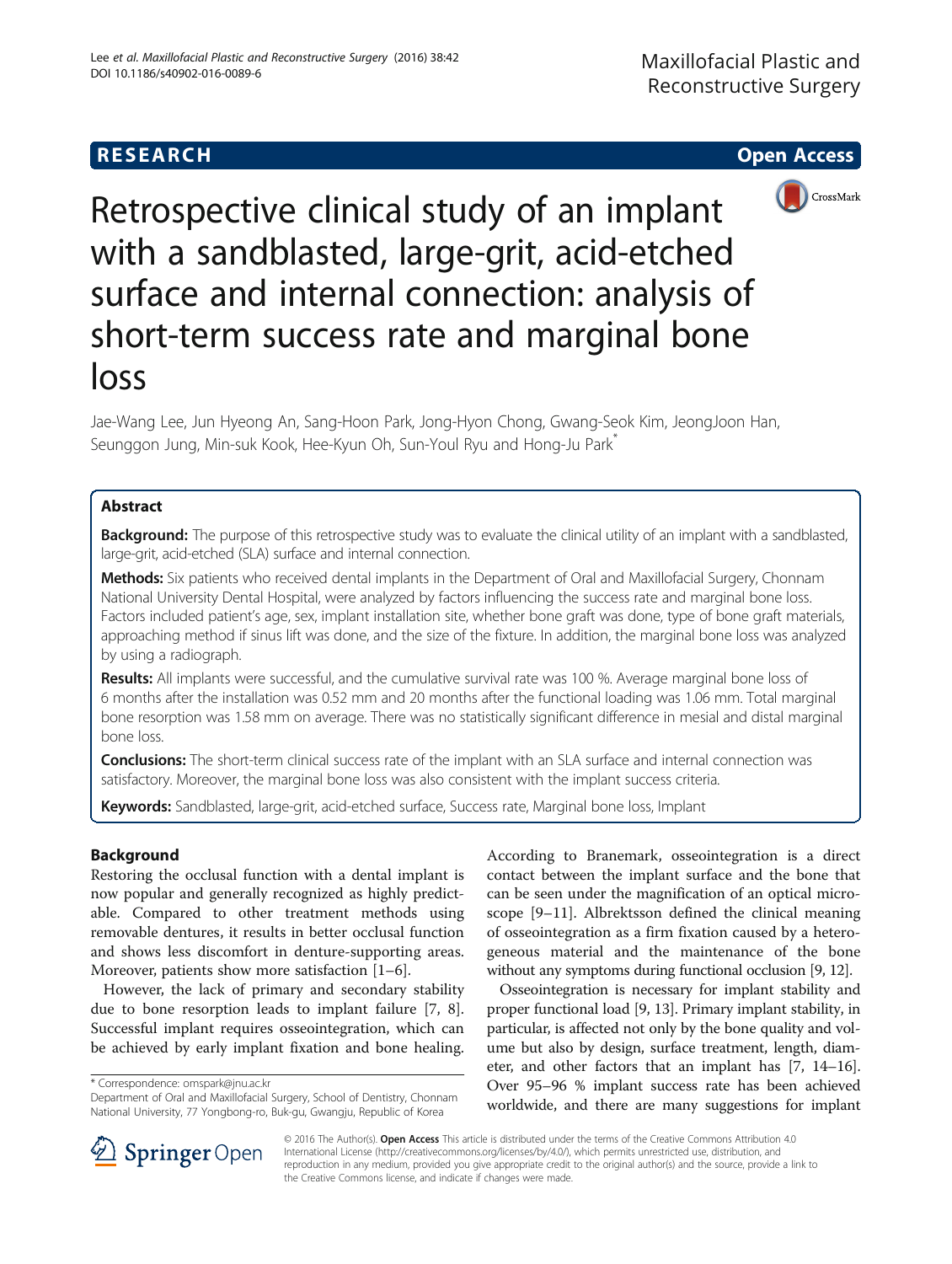**RESEARCH** **Open Access**

# Retrospective clinical study of an implant with a sandblasted, large-grit, acid-etched surface and internal connection: analysis of short-term success rate and marginal bone loss

Jae-Wang Lee, Jun Hyeong An, Sang-Hoon Park, Jong-Hyon Chong, Gwang-Seok Kim, JeongJoon Han, Seunggon Jung, Min-suk Kook, Hee-Kyun Oh, Sun-Youl Ryu and Hong-Ju Park*

## Abstract

**Background:** The purpose of this retrospective study was to evaluate the clinical utility of an implant with a sandblasted, large-grit, acid-etched (SLA) surface and internal connection.

**Methods:** Six patients who received dental implants in the Department of Oral and Maxillofacial Surgery, Chonnam National University Dental Hospital, were analyzed by factors influencing the success rate and marginal bone loss. Factors included patient's age, sex, implant installation site, whether bone graft was done, type of bone graft materials, approaching method if sinus lift was done, and the size of the fixture. In addition, the marginal bone loss was analyzed by using a radiograph.

**Results:** All implants were successful, and the cumulative survival rate was 100 %. Average marginal bone loss of 6 months after the installation was 0.52 mm and 20 months after the functional loading was 1.06 mm. Total marginal bone resorption was 1.58 mm on average. There was no statistically significant difference in mesial and distal marginal bone loss.

**Conclusions:** The short-term clinical success rate of the implant with an SLA surface and internal connection was satisfactory. Moreover, the marginal bone loss was also consistent with the implant success criteria.

**Keywords:** Sandblasted, large-grit, acid-etched surface, Success rate, Marginal bone loss, Implant

## Background

Restoring the occlusal function with a dental implant is now popular and generally recognized as highly predictable. Compared to other treatment methods using removable dentures, it results in better occlusal function and shows less discomfort in denture-supporting areas. Moreover, patients show more satisfaction [1–6].

However, the lack of primary and secondary stability due to bone resorption leads to implant failure [7, 8]. Successful implant requires osseointegration, which can be achieved by early implant fixation and bone healing. According to Branemark, osseointegration is a direct contact between the implant surface and the bone that can be seen under the magnification of an optical microscope [9–11]. Albrektsson defined the clinical meaning of osseointegration as a firm fixation caused by a heterogeneous material and the maintenance of the bone without any symptoms during functional occlusion [9, 12].

Osseointegration is necessary for implant stability and proper functional load [9, 13]. Primary implant stability, in particular, is affected not only by the bone quality and volume but also by design, surface treatment, length, diameter, and other factors that an implant has [7, 14–16]. Over 95–96 % implant success rate has been achieved worldwide, and there are many suggestions for implant

* Correspondence: omspark@jnu.ac.kr
Department of Oral and Maxillofacial Surgery, School of Dentistry, Chonnam National University, 77 Yongbong-ro, Buk-gu, Gwangju, Republic of Korea

© 2016 The Author(s). **Open Access** This article is distributed under the terms of the Creative Commons Attribution 4.0 International License (http://creativecommons.org/licenses/by/4.0/), which permits unrestricted use, distribution, and reproduction in any medium, provided you give appropriate credit to the original author(s) and the source, provide a link to the Creative Commons license, and indicate if changes were made.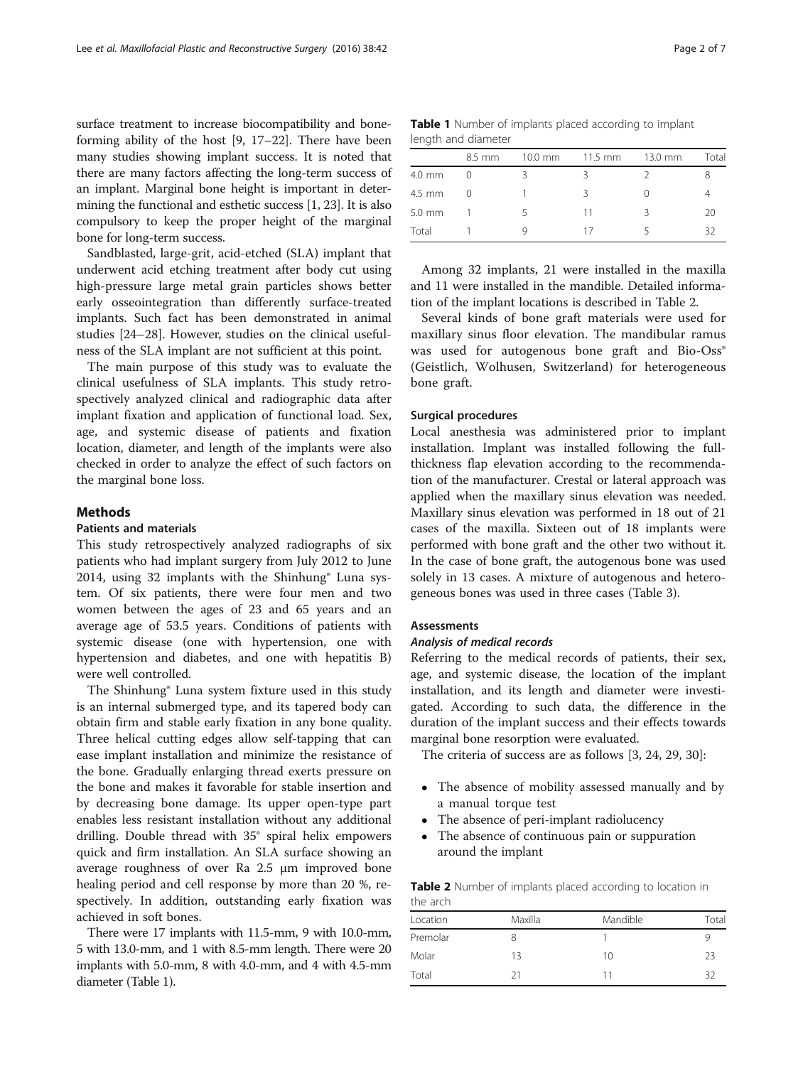surface treatment to increase biocompatibility and bone-forming ability of the host [9, 17–22]. There have been many studies showing implant success. It is noted that there are many factors affecting the long-term success of an implant. Marginal bone height is important in determining the functional and esthetic success [1, 23]. It is also compulsory to keep the proper height of the marginal bone for long-term success.

Sandblasted, large-grit, acid-etched (SLA) implant that underwent acid etching treatment after body cut using high-pressure large metal grain particles shows better early osseointegration than differently surface-treated implants. Such fact has been demonstrated in animal studies [24–28]. However, studies on the clinical usefulness of the SLA implant are not sufficient at this point.

The main purpose of this study was to evaluate the clinical usefulness of SLA implants. This study retrospectively analyzed clinical and radiographic data after implant fixation and application of functional load. Sex, age, and systemic disease of patients and fixation location, diameter, and length of the implants were also checked in order to analyze the effect of such factors on the marginal bone loss.

## Methods

### Patients and materials

This study retrospectively analyzed radiographs of six patients who had implant surgery from July 2012 to June 2014, using 32 implants with the Shinhung® Luna system. Of six patients, there were four men and two women between the ages of 23 and 65 years and an average age of 53.5 years. Conditions of patients with systemic disease (one with hypertension, one with hypertension and diabetes, and one with hepatitis B) were well controlled.

The Shinhung® Luna system fixture used in this study is an internal submerged type, and its tapered body can obtain firm and stable early fixation in any bone quality. Three helical cutting edges allow self-tapping that can ease implant installation and minimize the resistance of the bone. Gradually enlarging thread exerts pressure on the bone and makes it favorable for stable insertion and by decreasing bone damage. Its upper open-type part enables less resistant installation without any additional drilling. Double thread with 35° spiral helix empowers quick and firm installation. An SLA surface showing an average roughness of over Ra 2.5 μm improved bone healing period and cell response by more than 20 %, respectively. In addition, outstanding early fixation was achieved in soft bones.

There were 17 implants with 11.5-mm, 9 with 10.0-mm, 5 with 13.0-mm, and 1 with 8.5-mm length. There were 20 implants with 5.0-mm, 8 with 4.0-mm, and 4 with 4.5-mm diameter (Table 1).

**Table 1** Number of implants placed according to implant length and diameter

| | 8.5 mm | 10.0 mm | 11.5 mm | 13.0 mm | Total |
|---|---|---|---|---|---|
| 4.0 mm | 0 | 3 | 3 | 2 | 8 |
| 4.5 mm | 0 | 1 | 3 | 0 | 4 |
| 5.0 mm | 1 | 5 | 11 | 3 | 20 |
| Total | 1 | 9 | 17 | 5 | 32 |

Among 32 implants, 21 were installed in the maxilla and 11 were installed in the mandible. Detailed information of the implant locations is described in Table 2.

Several kinds of bone graft materials were used for maxillary sinus floor elevation. The mandibular ramus was used for autogenous bone graft and Bio-Oss® (Geistlich, Wolhusen, Switzerland) for heterogeneous bone graft.

### Surgical procedures

Local anesthesia was administered prior to implant installation. Implant was installed following the full-thickness flap elevation according to the recommendation of the manufacturer. Crestal or lateral approach was applied when the maxillary sinus elevation was needed. Maxillary sinus elevation was performed in 18 out of 21 cases of the maxilla. Sixteen out of 18 implants were performed with bone graft and the other two without it. In the case of bone graft, the autogenous bone was used solely in 13 cases. A mixture of autogenous and heterogeneous bones was used in three cases (Table 3).

### Assessments

#### *Analysis of medical records*

Referring to the medical records of patients, their sex, age, and systemic disease, the location of the implant installation, and its length and diameter were investigated. According to such data, the difference in the duration of the implant success and their effects towards marginal bone resorption were evaluated.

The criteria of success are as follows [3, 24, 29, 30]:

- The absence of mobility assessed manually and by a manual torque test
- The absence of peri-implant radiolucency
- The absence of continuous pain or suppuration around the implant

**Table 2** Number of implants placed according to location in the arch

| Location | Maxilla | Mandible | Total |
|---|---|---|---|
| Premolar | 8 | 1 | 9 |
| Molar | 13 | 10 | 23 |
| Total | 21 | 11 | 32 |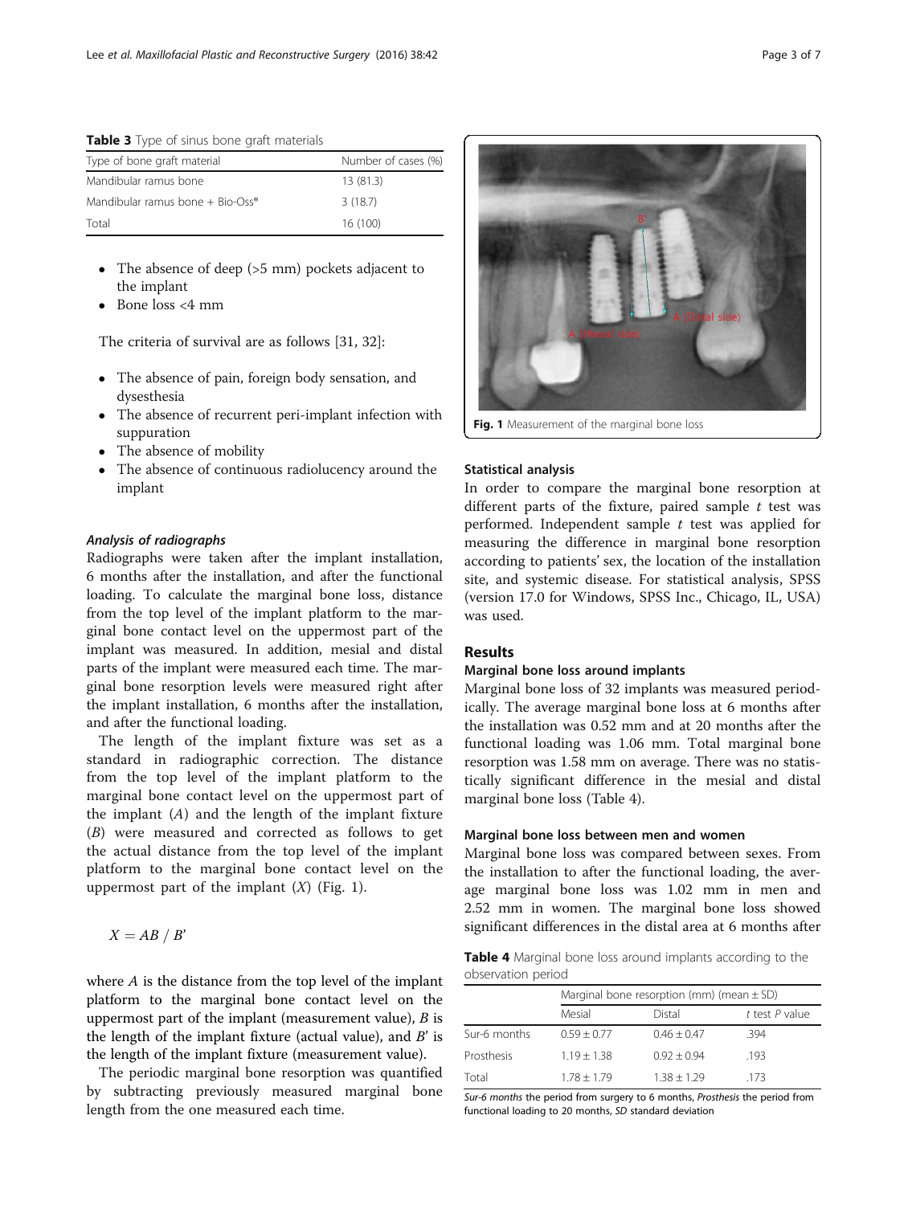**Table 3** Type of sinus bone graft materials

| Type of bone graft material | Number of cases (%) |
|---|---|
| Mandibular ramus bone | 13 (81.3) |
| Mandibular ramus bone + Bio-Oss® | 3 (18.7) |
| Total | 16 (100) |

- The absence of deep (>5 mm) pockets adjacent to the implant
- Bone loss <4 mm

The criteria of survival are as follows [31, 32]:

- The absence of pain, foreign body sensation, and dysesthesia
- The absence of recurrent peri-implant infection with suppuration
- The absence of mobility
- The absence of continuous radiolucency around the implant

#### *Analysis of radiographs*

Radiographs were taken after the implant installation, 6 months after the installation, and after the functional loading. To calculate the marginal bone loss, distance from the top level of the implant platform to the marginal bone contact level on the uppermost part of the implant was measured. In addition, mesial and distal parts of the implant were measured each time. The marginal bone resorption levels were measured right after the implant installation, 6 months after the installation, and after the functional loading.

The length of the implant fixture was set as a standard in radiographic correction. The distance from the top level of the implant platform to the marginal bone contact level on the uppermost part of the implant ($A$) and the length of the implant fixture ($B$) were measured and corrected as follows to get the actual distance from the top level of the implant platform to the marginal bone contact level on the uppermost part of the implant ($X$) (Fig. 1).

$$X = AB / B'$$

where $A$ is the distance from the top level of the implant platform to the marginal bone contact level on the uppermost part of the implant (measurement value), $B$ is the length of the implant fixture (actual value), and $B'$ is the length of the implant fixture (measurement value).

The periodic marginal bone resorption was quantified by subtracting previously measured marginal bone length from the one measured each time.

**Fig. 1** Measurement of the marginal bone loss

### Statistical analysis

In order to compare the marginal bone resorption at different parts of the fixture, paired sample $t$ test was performed. Independent sample $t$ test was applied for measuring the difference in marginal bone resorption according to patients' sex, the location of the installation site, and systemic disease. For statistical analysis, SPSS (version 17.0 for Windows, SPSS Inc., Chicago, IL, USA) was used.

## Results

### Marginal bone loss around implants

Marginal bone loss of 32 implants was measured periodically. The average marginal bone loss at 6 months after the installation was 0.52 mm and at 20 months after the functional loading was 1.06 mm. Total marginal bone resorption was 1.58 mm on average. There was no statistically significant difference in the mesial and distal marginal bone loss (Table 4).

### Marginal bone loss between men and women

Marginal bone loss was compared between sexes. From the installation to after the functional loading, the average marginal bone loss was 1.02 mm in men and 2.52 mm in women. The marginal bone loss showed significant differences in the distal area at 6 months after

**Table 4** Marginal bone loss around implants according to the observation period

| | Marginal bone resorption (mm) (mean ± SD) | | |
|---|---|---|---|
| | Mesial | Distal | $t$ test $P$ value |
| Sur-6 months | 0.59 ± 0.77 | 0.46 ± 0.47 | .394 |
| Prosthesis | 1.19 ± 1.38 | 0.92 ± 0.94 | .193 |
| Total | 1.78 ± 1.79 | 1.38 ± 1.29 | .173 |

*Sur-6 months* the period from surgery to 6 months, *Prosthesis* the period from functional loading to 20 months, *SD* standard deviation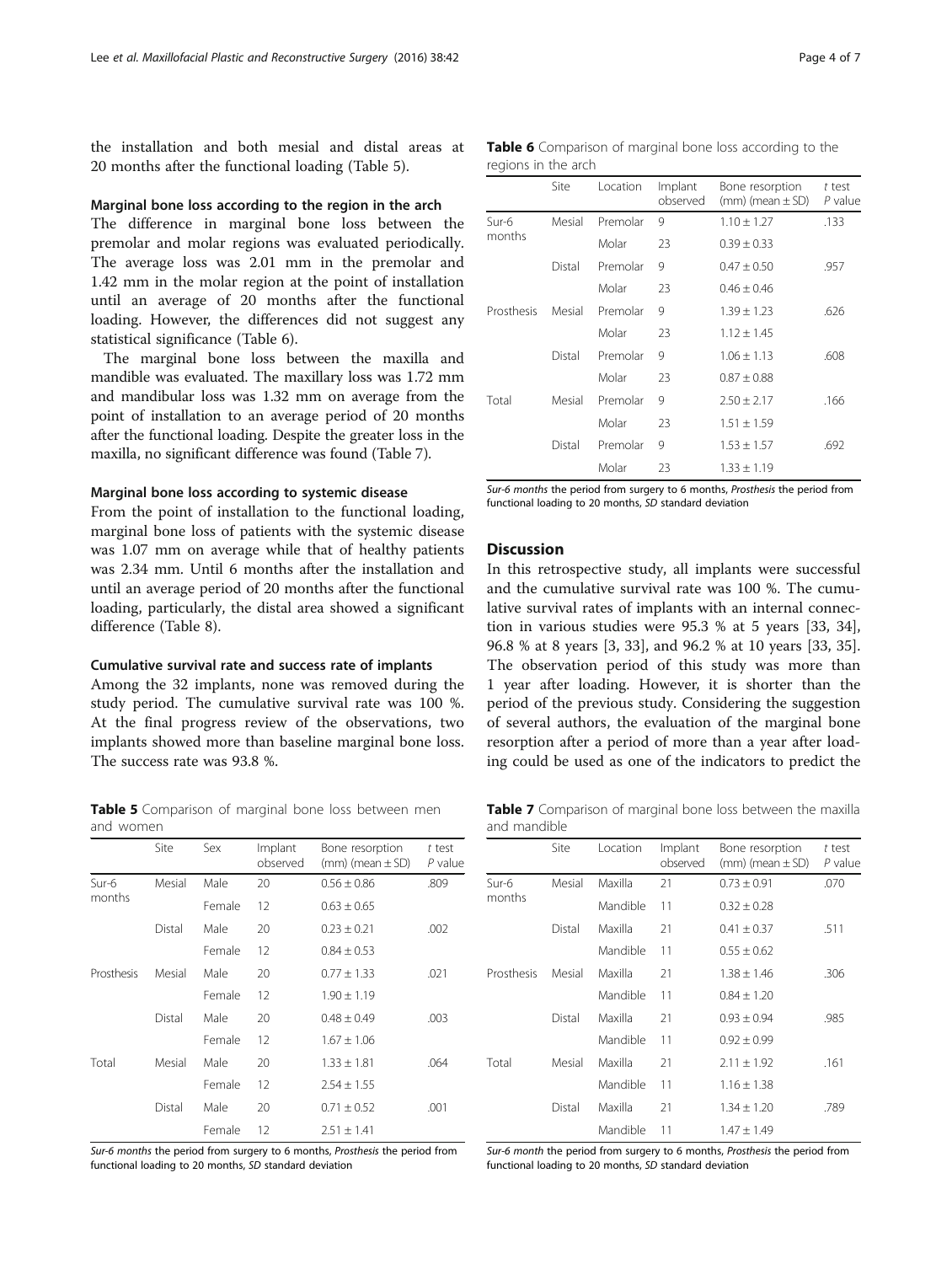the installation and both mesial and distal areas at 20 months after the functional loading (Table 5).

#### Marginal bone loss according to the region in the arch

The difference in marginal bone loss between the premolar and molar regions was evaluated periodically. The average loss was 2.01 mm in the premolar and 1.42 mm in the molar region at the point of installation until an average of 20 months after the functional loading. However, the differences did not suggest any statistical significance (Table 6).

The marginal bone loss between the maxilla and mandible was evaluated. The maxillary loss was 1.72 mm and mandibular loss was 1.32 mm on average from the point of installation to an average period of 20 months after the functional loading. Despite the greater loss in the maxilla, no significant difference was found (Table 7).

#### Marginal bone loss according to systemic disease

From the point of installation to the functional loading, marginal bone loss of patients with the systemic disease was 1.07 mm on average while that of healthy patients was 2.34 mm. Until 6 months after the installation and until an average period of 20 months after the functional loading, particularly, the distal area showed a significant difference (Table 8).

#### Cumulative survival rate and success rate of implants

Among the 32 implants, none was removed during the study period. The cumulative survival rate was 100 %. At the final progress review of the observations, two implants showed more than baseline marginal bone loss. The success rate was 93.8 %.

**Table 5** Comparison of marginal bone loss between men and women

| | Site | Sex | Implant observed | Bone resorption (mm) (mean ± SD) | *t* test *P* value |
|---|---|---|---|---|---|
| Sur-6 months | Mesial | Male | 20 | 0.56 ± 0.86 | .809 |
| | | Female | 12 | 0.63 ± 0.65 | |
| | Distal | Male | 20 | 0.23 ± 0.21 | .002 |
| | | Female | 12 | 0.84 ± 0.53 | |
| Prosthesis | Mesial | Male | 20 | 0.77 ± 1.33 | .021 |
| | | Female | 12 | 1.90 ± 1.19 | |
| | Distal | Male | 20 | 0.48 ± 0.49 | .003 |
| | | Female | 12 | 1.67 ± 1.06 | |
| Total | Mesial | Male | 20 | 1.33 ± 1.81 | .064 |
| | | Female | 12 | 2.54 ± 1.55 | |
| | Distal | Male | 20 | 0.71 ± 0.52 | .001 |
| | | Female | 12 | 2.51 ± 1.41 | |

*Sur-6 months* the period from surgery to 6 months, *Prosthesis* the period from functional loading to 20 months, *SD* standard deviation

**Table 6** Comparison of marginal bone loss according to the regions in the arch

| | Site | Location | Implant observed | Bone resorption (mm) (mean ± SD) | *t* test *P* value |
|---|---|---|---|---|---|
| Sur-6 months | Mesial | Premolar | 9 | 1.10 ± 1.27 | .133 |
| | | Molar | 23 | 0.39 ± 0.33 | |
| | Distal | Premolar | 9 | 0.47 ± 0.50 | .957 |
| | | Molar | 23 | 0.46 ± 0.46 | |
| Prosthesis | Mesial | Premolar | 9 | 1.39 ± 1.23 | .626 |
| | | Molar | 23 | 1.12 ± 1.45 | |
| | Distal | Premolar | 9 | 1.06 ± 1.13 | .608 |
| | | Molar | 23 | 0.87 ± 0.88 | |
| Total | Mesial | Premolar | 9 | 2.50 ± 2.17 | .166 |
| | | Molar | 23 | 1.51 ± 1.59 | |
| | Distal | Premolar | 9 | 1.53 ± 1.57 | .692 |
| | | Molar | 23 | 1.33 ± 1.19 | |

*Sur-6 months* the period from surgery to 6 months, *Prosthesis* the period from functional loading to 20 months, *SD* standard deviation

## Discussion

In this retrospective study, all implants were successful and the cumulative survival rate was 100 %. The cumulative survival rates of implants with an internal connection in various studies were 95.3 % at 5 years [33, 34], 96.8 % at 8 years [3, 33], and 96.2 % at 10 years [33, 35]. The observation period of this study was more than 1 year after loading. However, it is shorter than the period of the previous study. Considering the suggestion of several authors, the evaluation of the marginal bone resorption after a period of more than a year after loading could be used as one of the indicators to predict the

**Table 7** Comparison of marginal bone loss between the maxilla and mandible

| | Site | Location | Implant observed | Bone resorption (mm) (mean ± SD) | *t* test *P* value |
|---|---|---|---|---|---|
| Sur-6 months | Mesial | Maxilla | 21 | 0.73 ± 0.91 | .070 |
| | | Mandible | 11 | 0.32 ± 0.28 | |
| | Distal | Maxilla | 21 | 0.41 ± 0.37 | .511 |
| | | Mandible | 11 | 0.55 ± 0.62 | |
| Prosthesis | Mesial | Maxilla | 21 | 1.38 ± 1.46 | .306 |
| | | Mandible | 11 | 0.84 ± 1.20 | |
| | Distal | Maxilla | 21 | 0.93 ± 0.94 | .985 |
| | | Mandible | 11 | 0.92 ± 0.99 | |
| Total | Mesial | Maxilla | 21 | 2.11 ± 1.92 | .161 |
| | | Mandible | 11 | 1.16 ± 1.38 | |
| | Distal | Maxilla | 21 | 1.34 ± 1.20 | .789 |
| | | Mandible | 11 | 1.47 ± 1.49 | |

*Sur-6 month* the period from surgery to 6 months, *Prosthesis* the period from functional loading to 20 months, *SD* standard deviation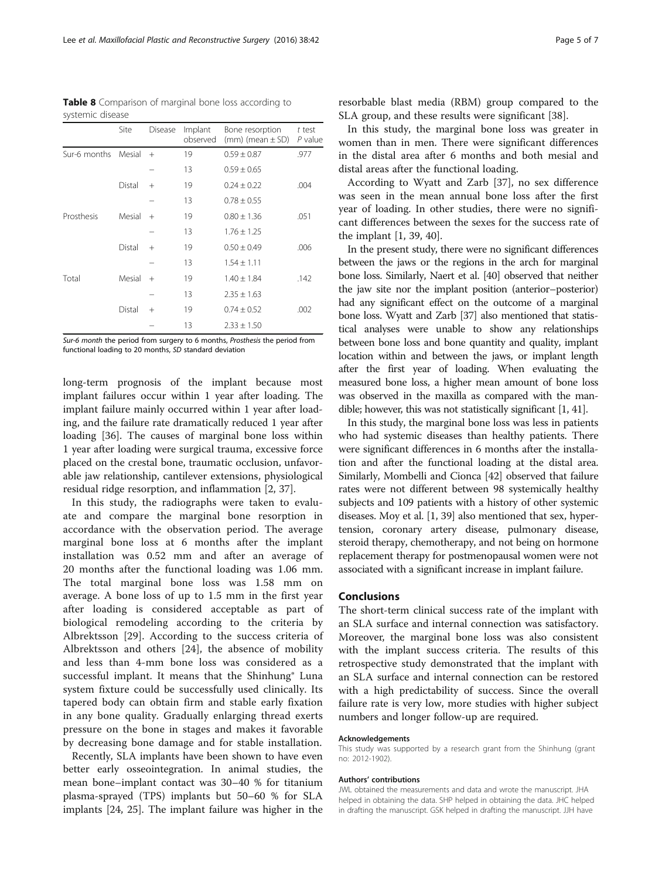**Table 8** Comparison of marginal bone loss according to systemic disease

| | Site | Disease | Implant observed | Bone resorption (mm) (mean ± SD) | t test *P* value |
|---|---|---|---|---|---|
| Sur-6 months | Mesial | + | 19 | 0.59 ± 0.87 | .977 |
| | | − | 13 | 0.59 ± 0.65 | |
| | Distal | + | 19 | 0.24 ± 0.22 | .004 |
| | | − | 13 | 0.78 ± 0.55 | |
| Prosthesis | Mesial | + | 19 | 0.80 ± 1.36 | .051 |
| | | − | 13 | 1.76 ± 1.25 | |
| | Distal | + | 19 | 0.50 ± 0.49 | .006 |
| | | − | 13 | 1.54 ± 1.11 | |
| Total | Mesial | + | 19 | 1.40 ± 1.84 | .142 |
| | | − | 13 | 2.35 ± 1.63 | |
| | Distal | + | 19 | 0.74 ± 0.52 | .002 |
| | | − | 13 | 2.33 ± 1.50 | |

*Sur-6 month* the period from surgery to 6 months, *Prosthesis* the period from functional loading to 20 months, *SD* standard deviation

long-term prognosis of the implant because most implant failures occur within 1 year after loading. The implant failure mainly occurred within 1 year after loading, and the failure rate dramatically reduced 1 year after loading [36]. The causes of marginal bone loss within 1 year after loading were surgical trauma, excessive force placed on the crestal bone, traumatic occlusion, unfavorable jaw relationship, cantilever extensions, physiological residual ridge resorption, and inflammation [2, 37].

In this study, the radiographs were taken to evaluate and compare the marginal bone resorption in accordance with the observation period. The average marginal bone loss at 6 months after the implant installation was 0.52 mm and after an average of 20 months after the functional loading was 1.06 mm. The total marginal bone loss was 1.58 mm on average. A bone loss of up to 1.5 mm in the first year after loading is considered acceptable as part of biological remodeling according to the criteria by Albrektsson [29]. According to the success criteria of Albrektsson and others [24], the absence of mobility and less than 4-mm bone loss was considered as a successful implant. It means that the Shinhung® Luna system fixture could be successfully used clinically. Its tapered body can obtain firm and stable early fixation in any bone quality. Gradually enlarging thread exerts pressure on the bone in stages and makes it favorable by decreasing bone damage and for stable installation.

Recently, SLA implants have been shown to have even better early osseointegration. In animal studies, the mean bone–implant contact was 30–40 % for titanium plasma-sprayed (TPS) implants but 50–60 % for SLA implants [24, 25]. The implant failure was higher in the resorbable blast media (RBM) group compared to the SLA group, and these results were significant [38].

In this study, the marginal bone loss was greater in women than in men. There were significant differences in the distal area after 6 months and both mesial and distal areas after the functional loading.

According to Wyatt and Zarb [37], no sex difference was seen in the mean annual bone loss after the first year of loading. In other studies, there were no significant differences between the sexes for the success rate of the implant [1, 39, 40].

In the present study, there were no significant differences between the jaws or the regions in the arch for marginal bone loss. Similarly, Naert et al. [40] observed that neither the jaw site nor the implant position (anterior–posterior) had any significant effect on the outcome of a marginal bone loss. Wyatt and Zarb [37] also mentioned that statistical analyses were unable to show any relationships between bone loss and bone quantity and quality, implant location within and between the jaws, or implant length after the first year of loading. When evaluating the measured bone loss, a higher mean amount of bone loss was observed in the maxilla as compared with the mandible; however, this was not statistically significant [1, 41].

In this study, the marginal bone loss was less in patients who had systemic diseases than healthy patients. There were significant differences in 6 months after the installation and after the functional loading at the distal area. Similarly, Mombelli and Cionca [42] observed that failure rates were not different between 98 systemically healthy subjects and 109 patients with a history of other systemic diseases. Moy et al. [1, 39] also mentioned that sex, hypertension, coronary artery disease, pulmonary disease, steroid therapy, chemotherapy, and not being on hormone replacement therapy for postmenopausal women were not associated with a significant increase in implant failure.

## Conclusions

The short-term clinical success rate of the implant with an SLA surface and internal connection was satisfactory. Moreover, the marginal bone loss was also consistent with the implant success criteria. The results of this retrospective study demonstrated that the implant with an SLA surface and internal connection can be restored with a high predictability of success. Since the overall failure rate is very low, more studies with higher subject numbers and longer follow-up are required.

#### Acknowledgements

This study was supported by a research grant from the Shinhung (grant no: 2012-1902).

#### Authors' contributions

JWL obtained the measurements and data and wrote the manuscript. JHA helped in obtaining the data. SHP helped in obtaining the data. JHC helped in drafting the manuscript. GSK helped in drafting the manuscript. JJH have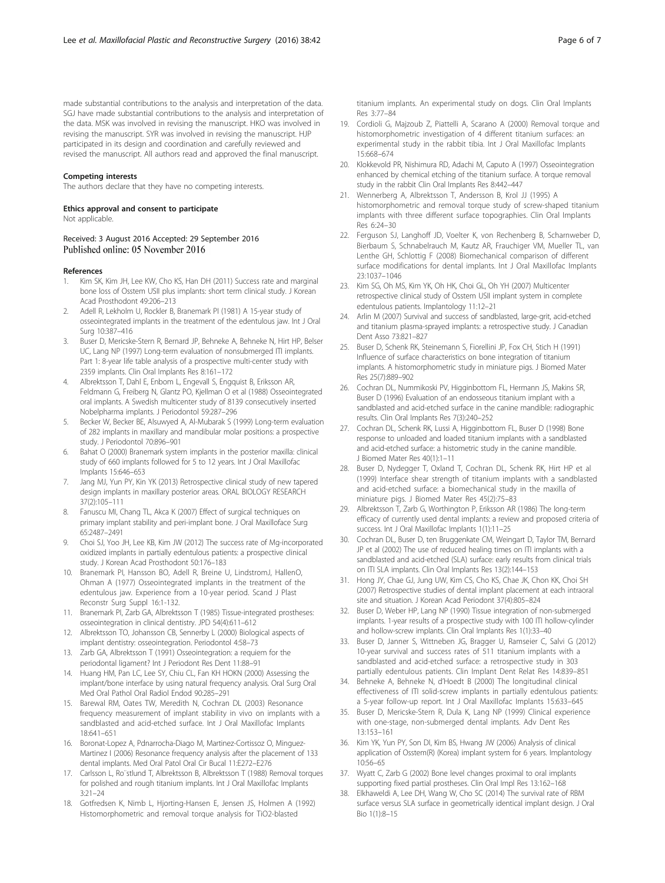made substantial contributions to the analysis and interpretation of the data. SGJ have made substantial contributions to the analysis and interpretation of the data. MSK was involved in revising the manuscript. HKO was involved in revising the manuscript. SYR was involved in revising the manuscript. HJP participated in its design and coordination and carefully reviewed and revised the manuscript. All authors read and approved the final manuscript.

#### Competing interests

The authors declare that they have no competing interests.

#### Ethics approval and consent to participate

Not applicable.

Received: 3 August 2016 Accepted: 29 September 2016
Published online: 05 November 2016

#### References

1. Kim SK, Kim JH, Lee KW, Cho KS, Han DH (2011) Success rate and marginal bone loss of Osstem USII plus implants: short term clinical study. J Korean Acad Prosthodont 49:206–213
2. Adell R, Lekholm U, Rockler B, Branemark PI (1981) A 15-year study of osseointegrated implants in the treatment of the edentulous jaw. Int J Oral Surg 10:387–416
3. Buser D, Mericske-Stern R, Bernard JP, Behneke A, Behneke N, Hirt HP, Belser UC, Lang NP (1997) Long-term evaluation of nonsubmerged ITI implants. Part 1: 8-year life table analysis of a prospective multi-center study with 2359 implants. Clin Oral Implants Res 8:161–172
4. Albrektsson T, Dahl E, Enbom L, Engevall S, Engquist B, Eriksson AR, Feldmann G, Freiberg N, Glantz PO, Kjellman O et al (1988) Osseointegrated oral implants. A Swedish multicenter study of 8139 consecutively inserted Nobelpharma implants. J Periodontol 59:287–296
5. Becker W, Becker BE, Alsuwyed A, Al-Mubarak S (1999) Long-term evaluation of 282 implants in maxillary and mandibular molar positions: a prospective study. J Periodontol 70:896–901
6. Bahat O (2000) Branemark system implants in the posterior maxilla: clinical study of 660 implants followed for 5 to 12 years. Int J Oral Maxillofac Implants 15:646–653
7. Jang MJ, Yun PY, Kin YK (2013) Retrospective clinical study of new tapered design implants in maxillary posterior areas. ORAL BIOLOGY RESEARCH 37(2):105–111
8. Fanuscu MI, Chang TL, Akca K (2007) Effect of surgical techniques on primary implant stability and peri-implant bone. J Oral Maxilloface Surg 65:2487–2491
9. Choi SJ, Yoo JH, Lee KB, Kim JW (2012) The success rate of Mg-incorporated oxidized implants in partially edentulous patients: a prospective clinical study. J Korean Acad Prosthodont 50:176–183
10. Branemark PI, Hansson BO, Adell R, Breine U, LindstromJ, HallenO, Ohman A (1977) Osseointegrated implants in the treatment of the edentulous jaw. Experience from a 10-year period. Scand J Plast Reconstr Surg Suppl 16:1-132.
11. Branemark PI, Zarb GA, Albrektsson T (1985) Tissue-integrated prostheses: osseointegration in clinical dentistry. JPD 54(4):611–612
12. Albrektsson TO, Johansson CB, Sennerby L (2000) Biological aspects of implant dentistry: osseointegration. Periodontol 4:58–73
13. Zarb GA, Albrektsson T (1991) Osseointegration: a requiem for the periodontal ligament? Int J Periodont Res Dent 11:88–91
14. Huang HM, Pan LC, Lee SY, Chiu CL, Fan KH HOKN (2000) Assessing the implant/bone interface by using natural frequency analysis. Oral Surg Oral Med Oral Pathol Oral Radiol Endod 90:285–291
15. Barewal RM, Oates TW, Meredith N, Cochran DL (2003) Resonance frequency measurement of implant stability in vivo on implants with a sandblasted and acid-etched surface. Int J Oral Maxillofac Implants 18:641–651
16. Boronat-Lopez A, Pdnarrocha-Diago M, Martinez-Cortissoz O, Minguez-Martinez I (2006) Resonance frequency analysis after the placement of 133 dental implants. Med Oral Patol Oral Cir Bucal 11:E272–E276
17. Carlsson L, Ro¨stlund T, Albrektsson B, Albrektsson T (1988) Removal torques for polished and rough titanium implants. Int J Oral Maxillofac Implants 3:21–24
18. Gotfredsen K, Nimb L, Hjorting-Hansen E, Jensen JS, Holmen A (1992) Histomorphometric and removal torque analysis for TiO2-blasted titanium implants. An experimental study on dogs. Clin Oral Implants Res 3:77–84
19. Cordioli G, Majzoub Z, Piattelli A, Scarano A (2000) Removal torque and histomorphometric investigation of 4 different titanium surfaces: an experimental study in the rabbit tibia. Int J Oral Maxillofac Implants 15:668–674
20. Klokkevold PR, Nishimura RD, Adachi M, Caputo A (1997) Osseointegration enhanced by chemical etching of the titanium surface. A torque removal study in the rabbit Clin Oral Implants Res 8:442–447
21. Wennerberg A, Albrektsson T, Andersson B, Krol JJ (1995) A histomorphometric and removal torque study of screw-shaped titanium implants with three different surface topographies. Clin Oral Implants Res 6:24–30
22. Ferguson SJ, Langhoff JD, Voelter K, von Rechenberg B, Scharnweber D, Bierbaum S, Schnabelrauch M, Kautz AR, Frauchiger VM, Mueller TL, van Lenthe GH, Schlottig F (2008) Biomechanical comparison of different surface modifications for dental implants. Int J Oral Maxillofac Implants 23:1037–1046
23. Kim SG, Oh MS, Kim YK, Oh HK, Choi GL, Oh YH (2007) Multicenter retrospective clinical study of Osstem USII implant system in complete edentulous patients. Implantology 11:12–21
24. Arlin M (2007) Survival and success of sandblasted, large-grit, acid-etched and titanium plasma-sprayed implants: a retrospective study. J Canadian Dent Asso 73:821–827
25. Buser D, Schenk RK, Steinemann S, Fiorellini JP, Fox CH, Stich H (1991) Influence of surface characteristics on bone integration of titanium implants. A histomorphometric study in miniature pigs. J Biomed Mater Res 25(7):889–902
26. Cochran DL, Nummikoski PV, Higginbottom FL, Hermann JS, Makins SR, Buser D (1996) Evaluation of an endosseous titanium implant with a sandblasted and acid-etched surface in the canine mandible: radiographic results. Clin Oral Implants Res 7(3):240–252
27. Cochran DL, Schenk RK, Lussi A, Higginbottom FL, Buser D (1998) Bone response to unloaded and loaded titanium implants with a sandblasted and acid-etched surface: a histometric study in the canine mandible. J Biomed Mater Res 40(1):1–11
28. Buser D, Nydegger T, Oxland T, Cochran DL, Schenk RK, Hirt HP et al (1999) Interface shear strength of titanium implants with a sandblasted and acid-etched surface: a biomechanical study in the maxilla of miniature pigs. J Biomed Mater Res 45(2):75–83
29. Albrektsson T, Zarb G, Worthington P, Eriksson AR (1986) The long-term efficacy of currently used dental implants: a review and proposed criteria of success. Int J Oral Maxillofac Implants 1(1):11–25
30. Cochran DL, Buser D, ten Bruggenkate CM, Weingart D, Taylor TM, Bernard JP et al (2002) The use of reduced healing times on ITI implants with a sandblasted and acid-etched (SLA) surface: early results from clinical trials on ITI SLA implants. Clin Oral Implants Res 13(2):144–153
31. Hong JY, Chae GJ, Jung UW, Kim CS, Cho KS, Chae JK, Chon KK, Choi SH (2007) Retrospective studies of dental implant placement at each intraoral site and situation. J Korean Acad Periodont 37(4):805–824
32. Buser D, Weber HP, Lang NP (1990) Tissue integration of non-submerged implants. 1-year results of a prospective study with 100 ITI hollow-cylinder and hollow-screw implants. Clin Oral Implants Res 1(1):33–40
33. Buser D, Janner S, Wittneben JG, Bragger U, Ramseier C, Salvi G (2012) 10-year survival and success rates of 511 titanium implants with a sandblasted and acid-etched surface: a retrospective study in 303 partially edentulous patients. Clin Implant Dent Relat Res 14:839–851
34. Behneke A, Behneke N, d'Hoedt B (2000) The longitudinal clinical effectiveness of ITI solid-screw implants in partially edentulous patients: a 5-year follow-up report. Int J Oral Maxillofac Implants 15:633–645
35. Buser D, Mericske-Stern R, Dula K, Lang NP (1999) Clinical experience with one-stage, non-submerged dental implants. Adv Dent Res 13:153–161
36. Kim YK, Yun PY, Son DI, Kim BS, Hwang JW (2006) Analysis of clinical application of Osstem(R) (Korea) implant system for 6 years. Implantology 10:56–65
37. Wyatt C, Zarb G (2002) Bone level changes proximal to oral implants supporting fixed partial prostheses. Clin Oral Impl Res 13:162–168
38. Elkhaweldi A, Lee DH, Wang W, Cho SC (2014) The survival rate of RBM surface versus SLA surface in geometrically identical implant design. J Oral Bio 1(1):8–15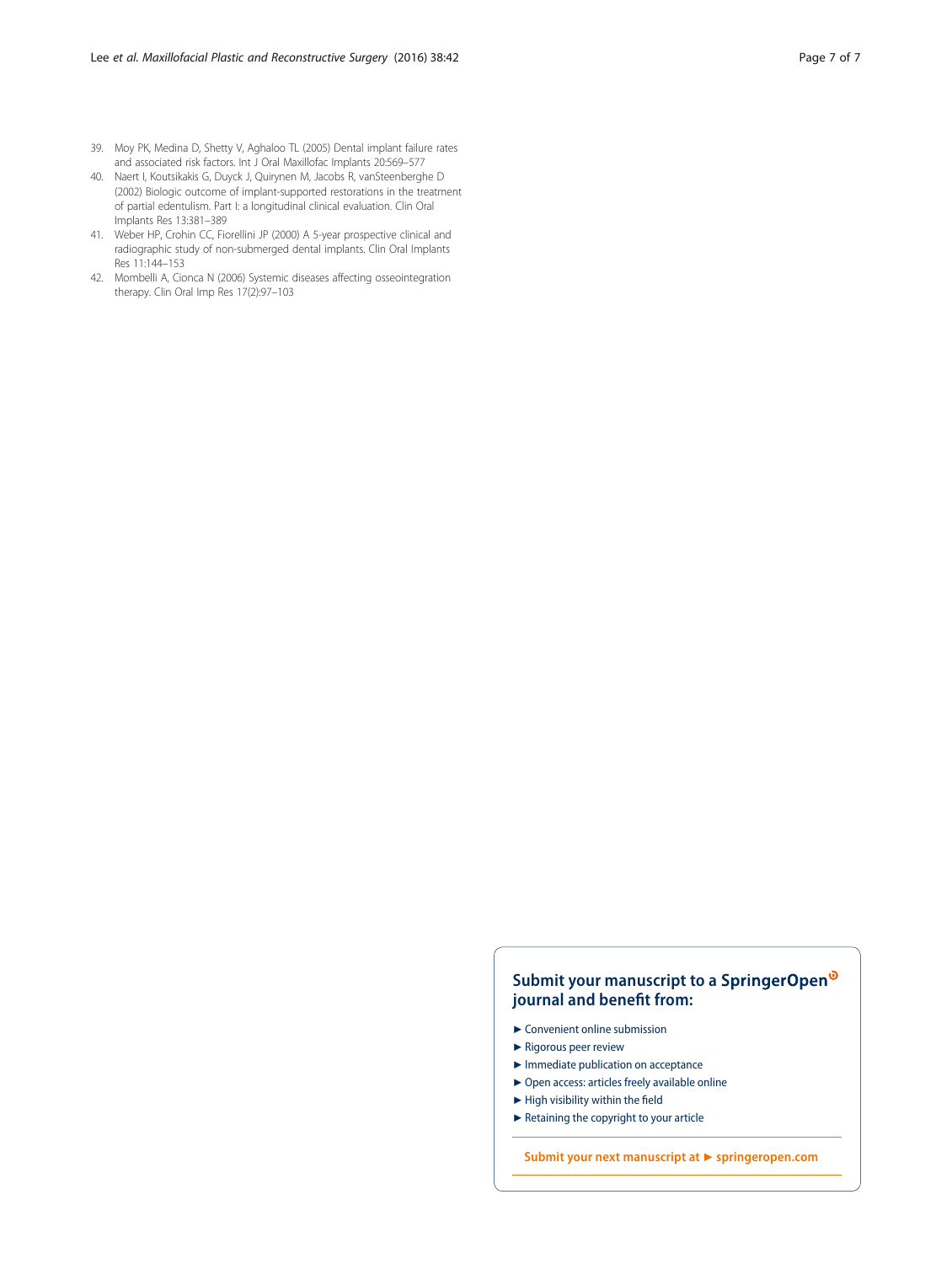39. Moy PK, Medina D, Shetty V, Aghaloo TL (2005) Dental implant failure rates and associated risk factors. Int J Oral Maxillofac Implants 20:569–577
40. Naert I, Koutsikakis G, Duyck J, Quirynen M, Jacobs R, vanSteenberghe D (2002) Biologic outcome of implant-supported restorations in the treatment of partial edentulism. Part I: a longitudinal clinical evaluation. Clin Oral Implants Res 13:381–389
41. Weber HP, Crohin CC, Fiorellini JP (2000) A 5-year prospective clinical and radiographic study of non-submerged dental implants. Clin Oral Implants Res 11:144–153
42. Mombelli A, Cionca N (2006) Systemic diseases affecting osseointegration therapy. Clin Oral Imp Res 17(2):97–103

**Submit your manuscript to a SpringerOpen journal and benefit from:**

- ► Convenient online submission
- ► Rigorous peer review
- ► Immediate publication on acceptance
- ► Open access: articles freely available online
- ► High visibility within the field
- ► Retaining the copyright to your article

**Submit your next manuscript at ► springeropen.com**